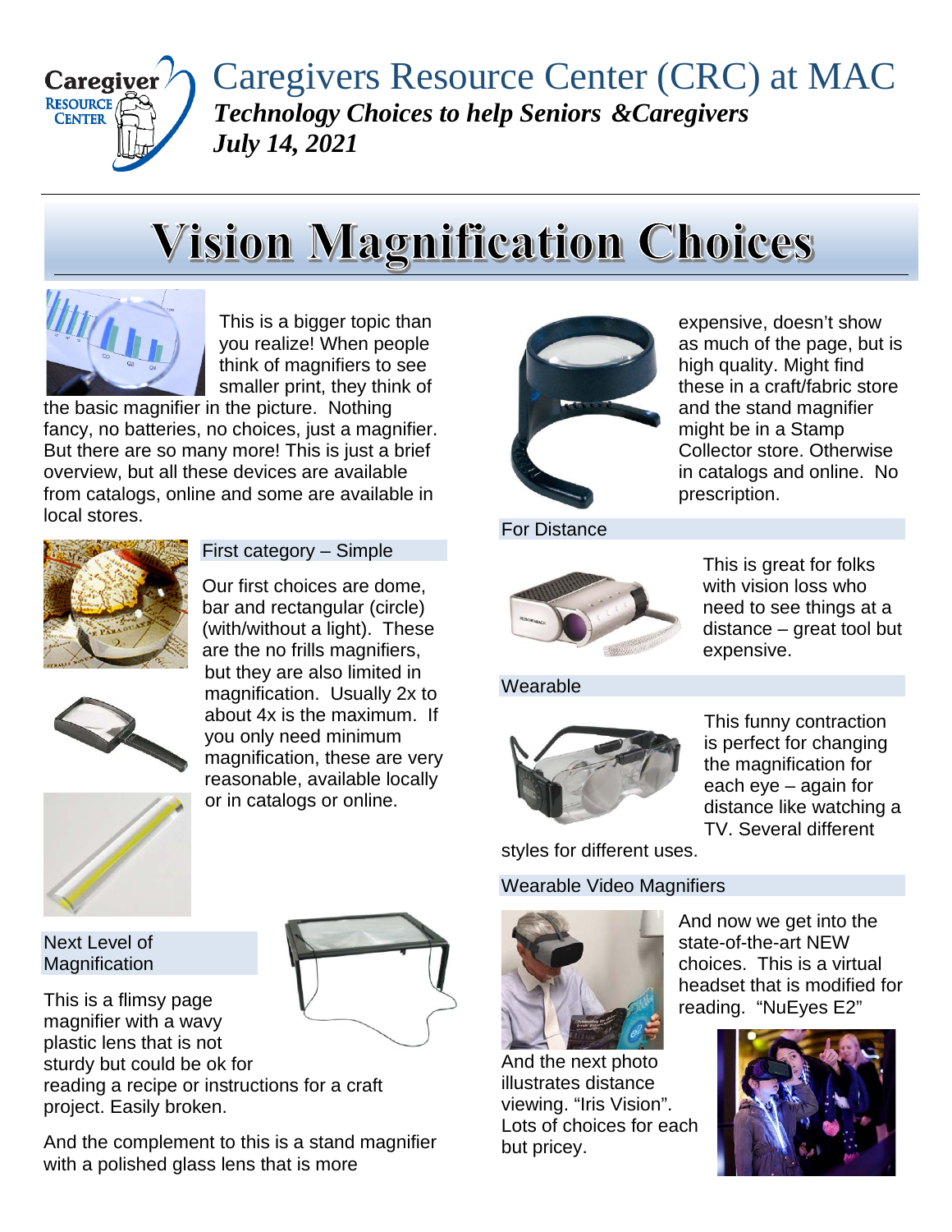# Caregivers Resource Center (CRC) at MAC

***Technology Choices to help Seniors &Caregivers***

***July 14, 2021***

# Vision Magnification Choices

This is a bigger topic than you realize! When people think of magnifiers to see smaller print, they think of the basic magnifier in the picture. Nothing fancy, no batteries, no choices, just a magnifier. But there are so many more! This is just a brief overview, but all these devices are available from catalogs, online and some are available in local stores.

## First category – Simple

Our first choices are dome, bar and rectangular (circle) (with/without a light). These are the no frills magnifiers, but they are also limited in magnification. Usually 2x to about 4x is the maximum. If you only need minimum magnification, these are very reasonable, available locally or in catalogs or online.

## Next Level of Magnification

This is a flimsy page magnifier with a wavy plastic lens that is not sturdy but could be ok for reading a recipe or instructions for a craft project. Easily broken.

And the complement to this is a stand magnifier with a polished glass lens that is more expensive, doesn't show as much of the page, but is high quality. Might find these in a craft/fabric store and the stand magnifier might be in a Stamp Collector store. Otherwise in catalogs and online. No prescription.

## For Distance

This is great for folks with vision loss who need to see things at a distance – great tool but expensive.

## Wearable

This funny contraction is perfect for changing the magnification for each eye – again for distance like watching a TV. Several different styles for different uses.

## Wearable Video Magnifiers

And now we get into the state-of-the-art NEW choices. This is a virtual headset that is modified for reading. "NuEyes E2"

And the next photo illustrates distance viewing. "Iris Vision". Lots of choices for each but pricey.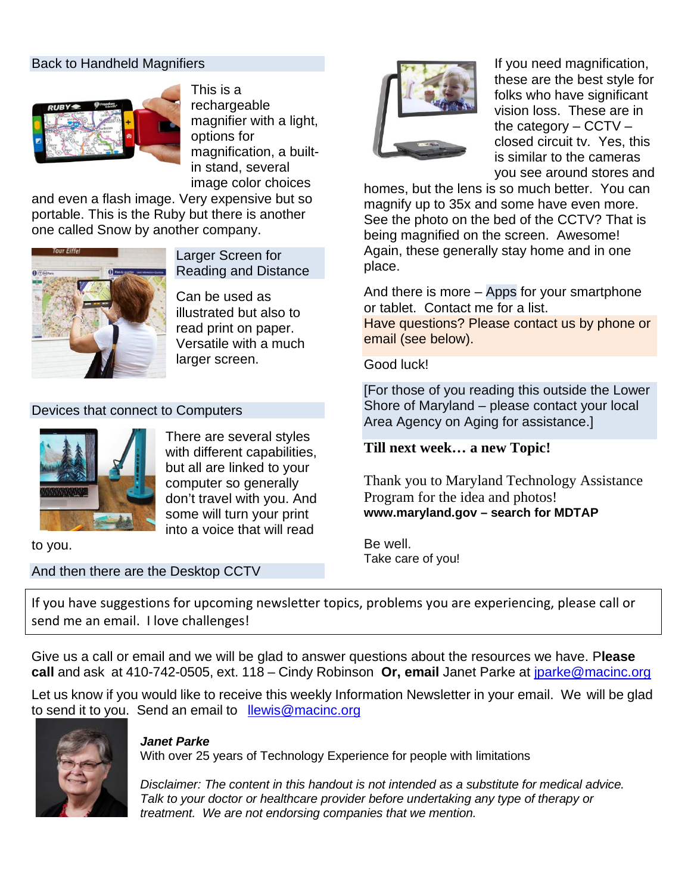## Back to Handheld Magnifiers

This is a rechargeable magnifier with a light, options for magnification, a built-in stand, several image color choices and even a flash image. Very expensive but so portable. This is the Ruby but there is another one called Snow by another company.

## Larger Screen for Reading and Distance

Can be used as illustrated but also to read print on paper. Versatile with a much larger screen.

## Devices that connect to Computers

There are several styles with different capabilities, but all are linked to your computer so generally don't travel with you. And some will turn your print into a voice that will read to you.

## And then there are the Desktop CCTV

If you need magnification, these are the best style for folks who have significant vision loss. These are in the category – CCTV – closed circuit tv. Yes, this is similar to the cameras you see around stores and homes, but the lens is so much better. You can magnify up to 35x and some have even more. See the photo on the bed of the CCTV? That is being magnified on the screen. Awesome! Again, these generally stay home and in one place.

And there is more – Apps for your smartphone or tablet. Contact me for a list.

Have questions? Please contact us by phone or email (see below).

Good luck!

[For those of you reading this outside the Lower Shore of Maryland – please contact your local Area Agency on Aging for assistance.]

**Till next week… a new Topic!**

Thank you to Maryland Technology Assistance Program for the idea and photos!
**www.maryland.gov – search for MDTAP**

Be well.
Take care of you!

If you have suggestions for upcoming newsletter topics, problems you are experiencing, please call or send me an email. I love challenges!

Give us a call or email and we will be glad to answer questions about the resources we have. P**lease call** and ask at 410-742-0505, ext. 118 – Cindy Robinson **Or, email** Janet Parke at jparke@macinc.org

Let us know if you would like to receive this weekly Information Newsletter in your email. We will be glad to send it to you. Send an email to llewis@macinc.org

***Janet Parke***
With over 25 years of Technology Experience for people with limitations

*Disclaimer: The content in this handout is not intended as a substitute for medical advice. Talk to your doctor or healthcare provider before undertaking any type of therapy or treatment. We are not endorsing companies that we mention.*